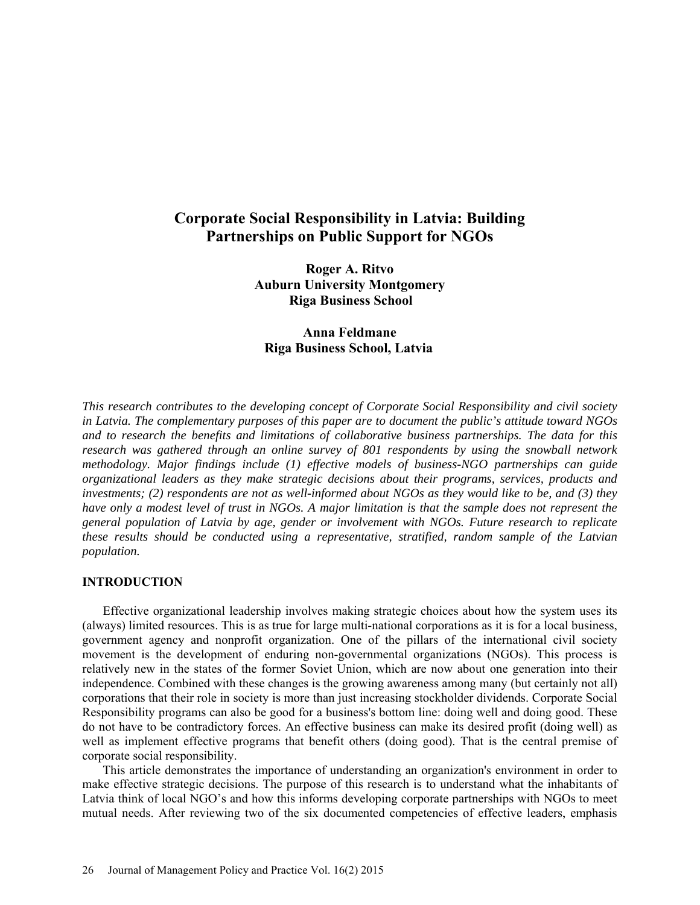# Corporate Social Responsibility in Latvia: Building Partnerships on Public Support for NGOs

**Roger A. Ritvo**
**Auburn University Montgomery**
**Riga Business School**

**Anna Feldmane**
**Riga Business School, Latvia**

*This research contributes to the developing concept of Corporate Social Responsibility and civil society in Latvia. The complementary purposes of this paper are to document the public's attitude toward NGOs and to research the benefits and limitations of collaborative business partnerships. The data for this research was gathered through an online survey of 801 respondents by using the snowball network methodology. Major findings include (1) effective models of business-NGO partnerships can guide organizational leaders as they make strategic decisions about their programs, services, products and investments; (2) respondents are not as well-informed about NGOs as they would like to be, and (3) they have only a modest level of trust in NGOs. A major limitation is that the sample does not represent the general population of Latvia by age, gender or involvement with NGOs. Future research to replicate these results should be conducted using a representative, stratified, random sample of the Latvian population.*

## INTRODUCTION

Effective organizational leadership involves making strategic choices about how the system uses its (always) limited resources. This is as true for large multi-national corporations as it is for a local business, government agency and nonprofit organization. One of the pillars of the international civil society movement is the development of enduring non-governmental organizations (NGOs). This process is relatively new in the states of the former Soviet Union, which are now about one generation into their independence. Combined with these changes is the growing awareness among many (but certainly not all) corporations that their role in society is more than just increasing stockholder dividends. Corporate Social Responsibility programs can also be good for a business's bottom line: doing well and doing good. These do not have to be contradictory forces. An effective business can make its desired profit (doing well) as well as implement effective programs that benefit others (doing good). That is the central premise of corporate social responsibility.

This article demonstrates the importance of understanding an organization's environment in order to make effective strategic decisions. The purpose of this research is to understand what the inhabitants of Latvia think of local NGO's and how this informs developing corporate partnerships with NGOs to meet mutual needs. After reviewing two of the six documented competencies of effective leaders, emphasis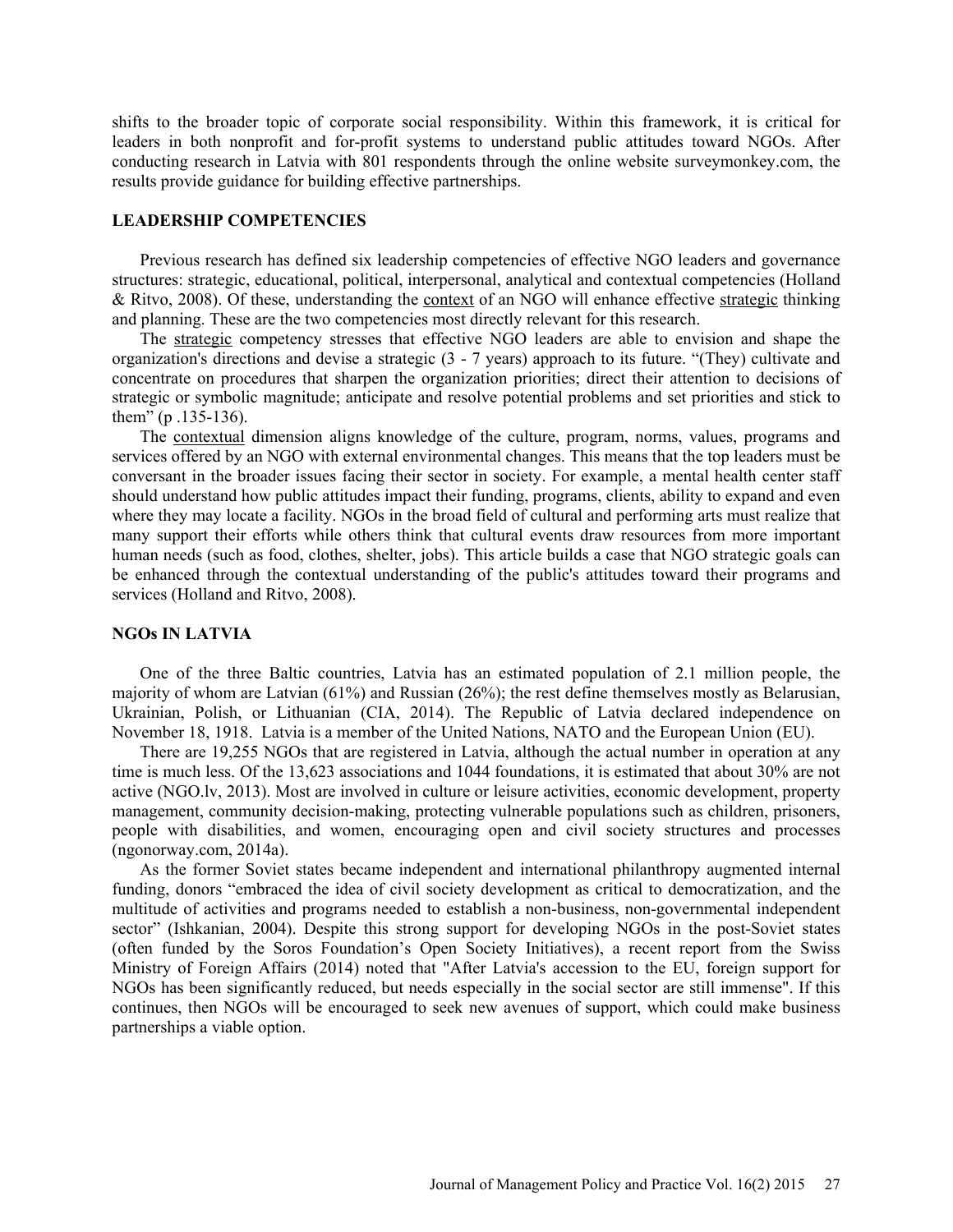shifts to the broader topic of corporate social responsibility. Within this framework, it is critical for leaders in both nonprofit and for-profit systems to understand public attitudes toward NGOs. After conducting research in Latvia with 801 respondents through the online website surveymonkey.com, the results provide guidance for building effective partnerships.

## LEADERSHIP COMPETENCIES

Previous research has defined six leadership competencies of effective NGO leaders and governance structures: strategic, educational, political, interpersonal, analytical and contextual competencies (Holland & Ritvo, 2008). Of these, understanding the <u>context</u> of an NGO will enhance effective <u>strategic</u> thinking and planning. These are the two competencies most directly relevant for this research.

The <u>strategic</u> competency stresses that effective NGO leaders are able to envision and shape the organization's directions and devise a strategic (3 - 7 years) approach to its future. "(They) cultivate and concentrate on procedures that sharpen the organization priorities; direct their attention to decisions of strategic or symbolic magnitude; anticipate and resolve potential problems and set priorities and stick to them" (p .135-136).

The <u>contextual</u> dimension aligns knowledge of the culture, program, norms, values, programs and services offered by an NGO with external environmental changes. This means that the top leaders must be conversant in the broader issues facing their sector in society. For example, a mental health center staff should understand how public attitudes impact their funding, programs, clients, ability to expand and even where they may locate a facility. NGOs in the broad field of cultural and performing arts must realize that many support their efforts while others think that cultural events draw resources from more important human needs (such as food, clothes, shelter, jobs). This article builds a case that NGO strategic goals can be enhanced through the contextual understanding of the public's attitudes toward their programs and services (Holland and Ritvo, 2008).

## NGOs IN LATVIA

One of the three Baltic countries, Latvia has an estimated population of 2.1 million people, the majority of whom are Latvian (61%) and Russian (26%); the rest define themselves mostly as Belarusian, Ukrainian, Polish, or Lithuanian (CIA, 2014). The Republic of Latvia declared independence on November 18, 1918. Latvia is a member of the United Nations, NATO and the European Union (EU).

There are 19,255 NGOs that are registered in Latvia, although the actual number in operation at any time is much less. Of the 13,623 associations and 1044 foundations, it is estimated that about 30% are not active (NGO.lv, 2013). Most are involved in culture or leisure activities, economic development, property management, community decision-making, protecting vulnerable populations such as children, prisoners, people with disabilities, and women, encouraging open and civil society structures and processes (ngonorway.com, 2014a).

As the former Soviet states became independent and international philanthropy augmented internal funding, donors "embraced the idea of civil society development as critical to democratization, and the multitude of activities and programs needed to establish a non-business, non-governmental independent sector" (Ishkanian, 2004). Despite this strong support for developing NGOs in the post-Soviet states (often funded by the Soros Foundation's Open Society Initiatives), a recent report from the Swiss Ministry of Foreign Affairs (2014) noted that "After Latvia's accession to the EU, foreign support for NGOs has been significantly reduced, but needs especially in the social sector are still immense". If this continues, then NGOs will be encouraged to seek new avenues of support, which could make business partnerships a viable option.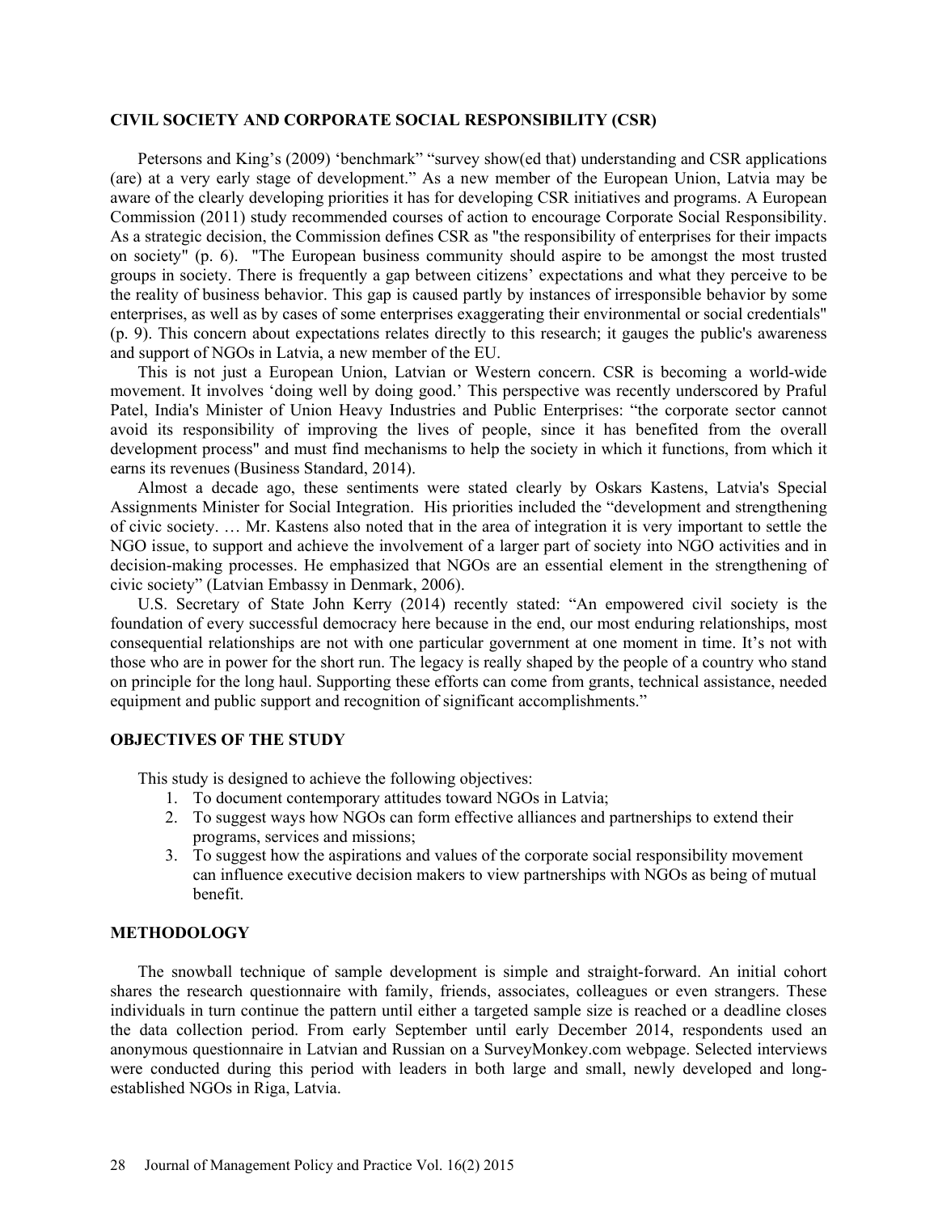## CIVIL SOCIETY AND CORPORATE SOCIAL RESPONSIBILITY (CSR)

Petersons and King's (2009) 'benchmark" "survey show(ed that) understanding and CSR applications (are) at a very early stage of development." As a new member of the European Union, Latvia may be aware of the clearly developing priorities it has for developing CSR initiatives and programs. A European Commission (2011) study recommended courses of action to encourage Corporate Social Responsibility. As a strategic decision, the Commission defines CSR as "the responsibility of enterprises for their impacts on society" (p. 6). "The European business community should aspire to be amongst the most trusted groups in society. There is frequently a gap between citizens' expectations and what they perceive to be the reality of business behavior. This gap is caused partly by instances of irresponsible behavior by some enterprises, as well as by cases of some enterprises exaggerating their environmental or social credentials" (p. 9). This concern about expectations relates directly to this research; it gauges the public's awareness and support of NGOs in Latvia, a new member of the EU.

This is not just a European Union, Latvian or Western concern. CSR is becoming a world-wide movement. It involves 'doing well by doing good.' This perspective was recently underscored by Praful Patel, India's Minister of Union Heavy Industries and Public Enterprises: "the corporate sector cannot avoid its responsibility of improving the lives of people, since it has benefited from the overall development process" and must find mechanisms to help the society in which it functions, from which it earns its revenues (Business Standard, 2014).

Almost a decade ago, these sentiments were stated clearly by Oskars Kastens, Latvia's Special Assignments Minister for Social Integration. His priorities included the "development and strengthening of civic society. … Mr. Kastens also noted that in the area of integration it is very important to settle the NGO issue, to support and achieve the involvement of a larger part of society into NGO activities and in decision-making processes. He emphasized that NGOs are an essential element in the strengthening of civic society" (Latvian Embassy in Denmark, 2006).

U.S. Secretary of State John Kerry (2014) recently stated: "An empowered civil society is the foundation of every successful democracy here because in the end, our most enduring relationships, most consequential relationships are not with one particular government at one moment in time. It's not with those who are in power for the short run. The legacy is really shaped by the people of a country who stand on principle for the long haul. Supporting these efforts can come from grants, technical assistance, needed equipment and public support and recognition of significant accomplishments."

## OBJECTIVES OF THE STUDY

This study is designed to achieve the following objectives:

1. To document contemporary attitudes toward NGOs in Latvia;
2. To suggest ways how NGOs can form effective alliances and partnerships to extend their programs, services and missions;
3. To suggest how the aspirations and values of the corporate social responsibility movement can influence executive decision makers to view partnerships with NGOs as being of mutual benefit.

## METHODOLOGY

The snowball technique of sample development is simple and straight-forward. An initial cohort shares the research questionnaire with family, friends, associates, colleagues or even strangers. These individuals in turn continue the pattern until either a targeted sample size is reached or a deadline closes the data collection period. From early September until early December 2014, respondents used an anonymous questionnaire in Latvian and Russian on a SurveyMonkey.com webpage. Selected interviews were conducted during this period with leaders in both large and small, newly developed and long-established NGOs in Riga, Latvia.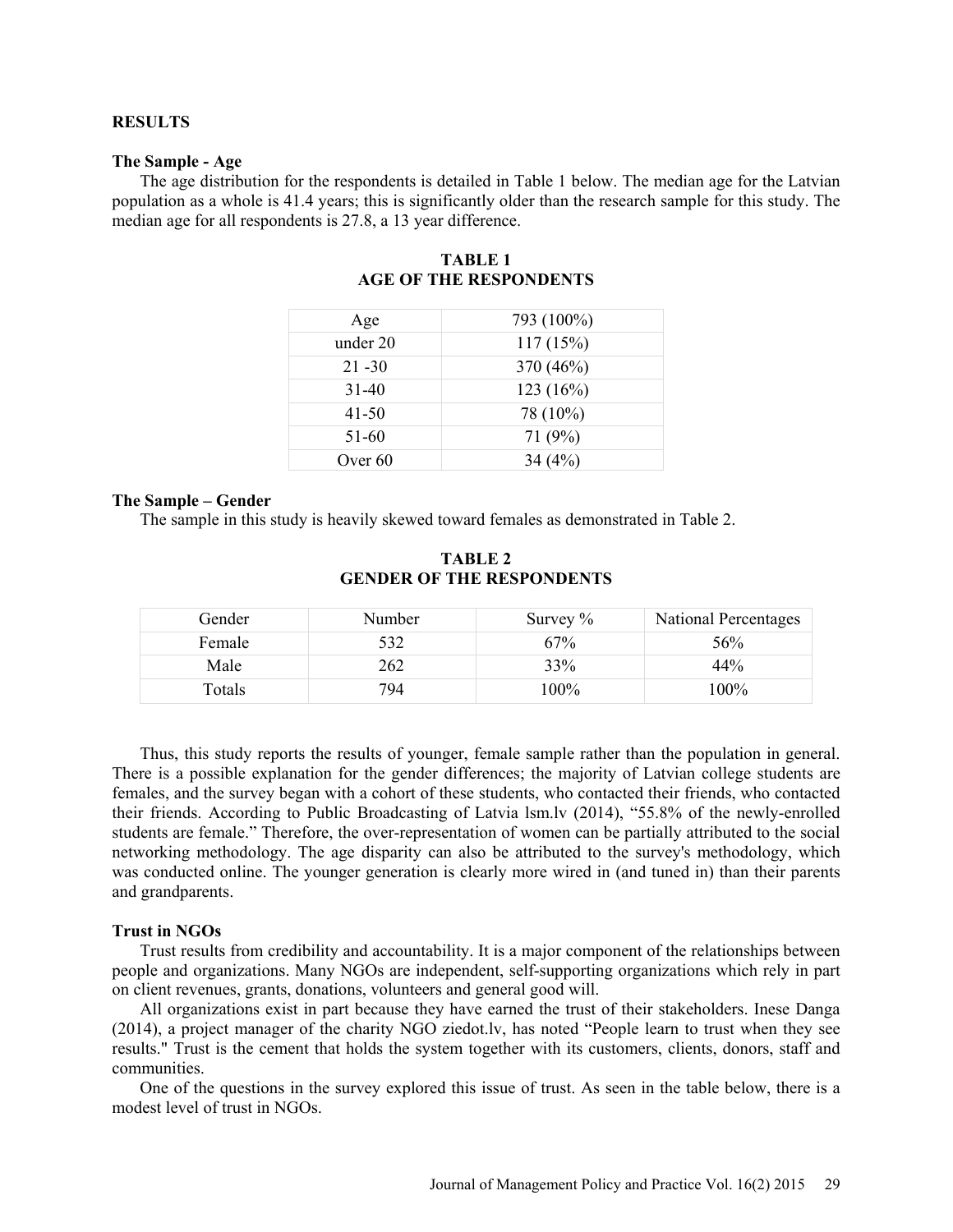## RESULTS

### The Sample - Age

The age distribution for the respondents is detailed in Table 1 below. The median age for the Latvian population as a whole is 41.4 years; this is significantly older than the research sample for this study. The median age for all respondents is 27.8, a 13 year difference.

**TABLE 1**
**AGE OF THE RESPONDENTS**

| Age | 793 (100%) |
|---|---|
| under 20 | 117 (15%) |
| 21 -30 | 370 (46%) |
| 31-40 | 123 (16%) |
| 41-50 | 78 (10%) |
| 51-60 | 71 (9%) |
| Over 60 | 34 (4%) |

### The Sample – Gender

The sample in this study is heavily skewed toward females as demonstrated in Table 2.

**TABLE 2**
**GENDER OF THE RESPONDENTS**

| Gender | Number | Survey % | National Percentages |
|---|---|---|---|
| Female | 532 | 67% | 56% |
| Male | 262 | 33% | 44% |
| Totals | 794 | 100% | 100% |

Thus, this study reports the results of younger, female sample rather than the population in general. There is a possible explanation for the gender differences; the majority of Latvian college students are females, and the survey began with a cohort of these students, who contacted their friends, who contacted their friends. According to Public Broadcasting of Latvia lsm.lv (2014), "55.8% of the newly-enrolled students are female." Therefore, the over-representation of women can be partially attributed to the social networking methodology. The age disparity can also be attributed to the survey's methodology, which was conducted online. The younger generation is clearly more wired in (and tuned in) than their parents and grandparents.

### Trust in NGOs

Trust results from credibility and accountability. It is a major component of the relationships between people and organizations. Many NGOs are independent, self-supporting organizations which rely in part on client revenues, grants, donations, volunteers and general good will.

All organizations exist in part because they have earned the trust of their stakeholders. Inese Danga (2014), a project manager of the charity NGO ziedot.lv, has noted "People learn to trust when they see results." Trust is the cement that holds the system together with its customers, clients, donors, staff and communities.

One of the questions in the survey explored this issue of trust. As seen in the table below, there is a modest level of trust in NGOs.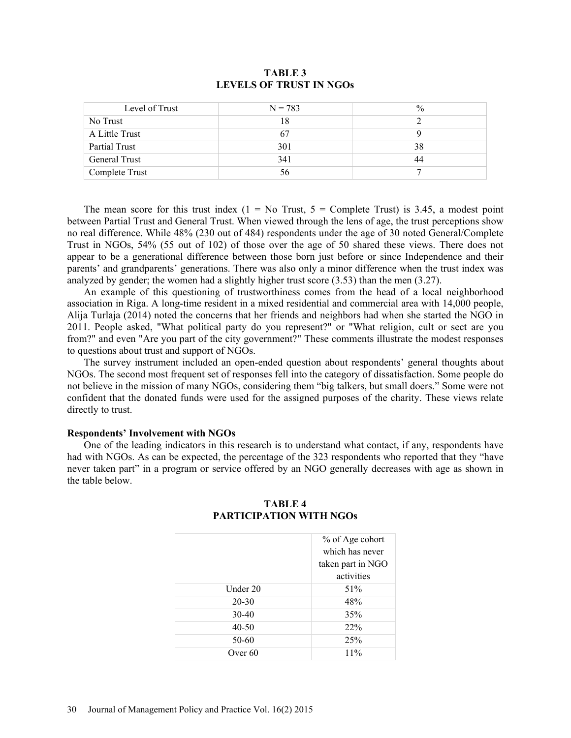**TABLE 3**
**LEVELS OF TRUST IN NGOs**

| Level of Trust | N = 783 | % |
|---|---|---|
| No Trust | 18 | 2 |
| A Little Trust | 67 | 9 |
| Partial Trust | 301 | 38 |
| General Trust | 341 | 44 |
| Complete Trust | 56 | 7 |

The mean score for this trust index (1 = No Trust, 5 = Complete Trust) is 3.45, a modest point between Partial Trust and General Trust. When viewed through the lens of age, the trust perceptions show no real difference. While 48% (230 out of 484) respondents under the age of 30 noted General/Complete Trust in NGOs, 54% (55 out of 102) of those over the age of 50 shared these views. There does not appear to be a generational difference between those born just before or since Independence and their parents' and grandparents' generations. There was also only a minor difference when the trust index was analyzed by gender; the women had a slightly higher trust score (3.53) than the men (3.27).

An example of this questioning of trustworthiness comes from the head of a local neighborhood association in Riga. A long-time resident in a mixed residential and commercial area with 14,000 people, Alija Turlaja (2014) noted the concerns that her friends and neighbors had when she started the NGO in 2011. People asked, "What political party do you represent?" or "What religion, cult or sect are you from?" and even "Are you part of the city government?" These comments illustrate the modest responses to questions about trust and support of NGOs.

The survey instrument included an open-ended question about respondents' general thoughts about NGOs. The second most frequent set of responses fell into the category of dissatisfaction. Some people do not believe in the mission of many NGOs, considering them "big talkers, but small doers." Some were not confident that the donated funds were used for the assigned purposes of the charity. These views relate directly to trust.

### Respondents' Involvement with NGOs

One of the leading indicators in this research is to understand what contact, if any, respondents have had with NGOs. As can be expected, the percentage of the 323 respondents who reported that they "have never taken part" in a program or service offered by an NGO generally decreases with age as shown in the table below.

**TABLE 4**
**PARTICIPATION WITH NGOs**

| | % of Age cohort which has never taken part in NGO activities |
|---|---|
| Under 20 | 51% |
| 20-30 | 48% |
| 30-40 | 35% |
| 40-50 | 22% |
| 50-60 | 25% |
| Over 60 | 11% |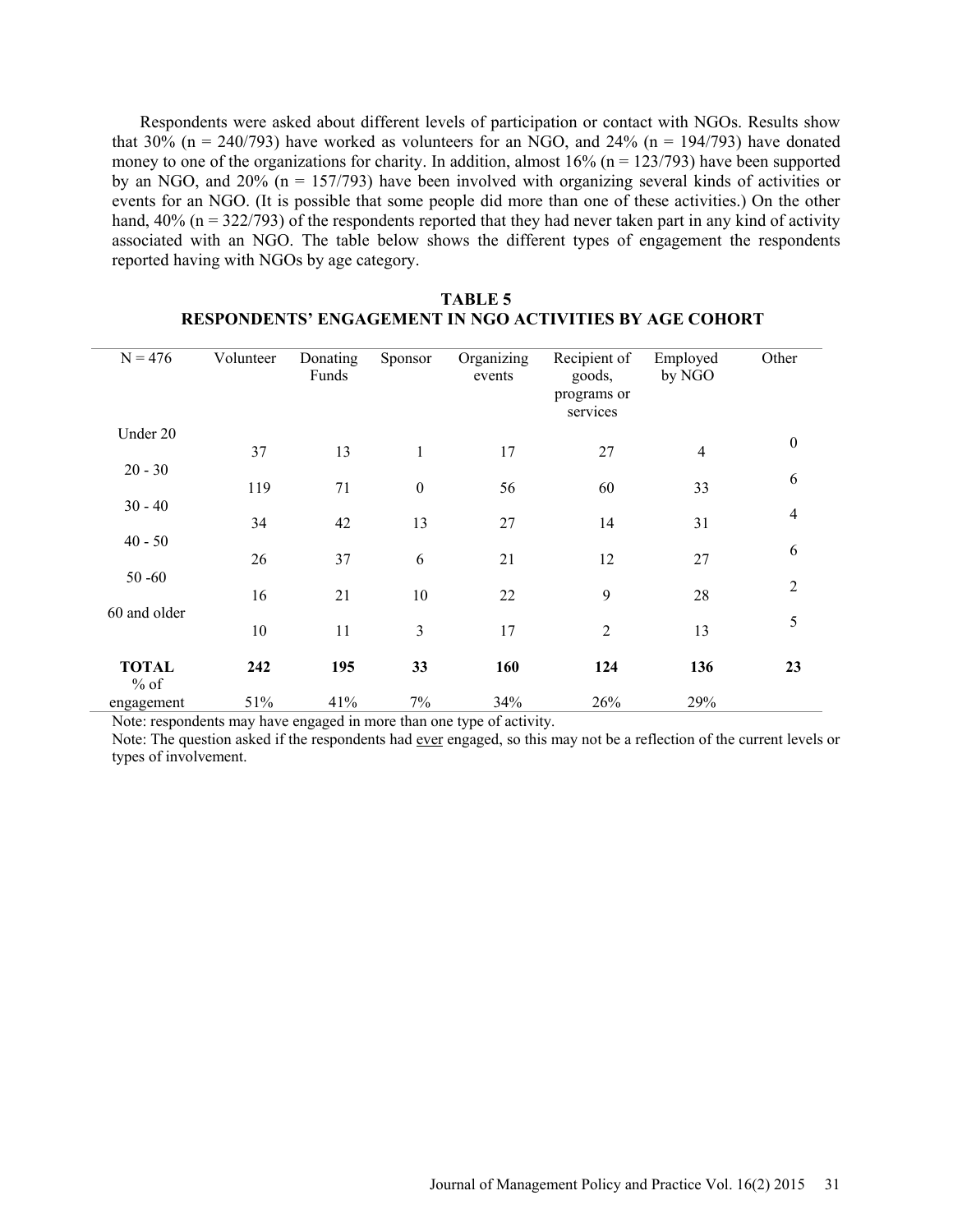Respondents were asked about different levels of participation or contact with NGOs. Results show that 30% (n = 240/793) have worked as volunteers for an NGO, and 24% (n = 194/793) have donated money to one of the organizations for charity. In addition, almost 16% (n = 123/793) have been supported by an NGO, and 20% (n = 157/793) have been involved with organizing several kinds of activities or events for an NGO. (It is possible that some people did more than one of these activities.) On the other hand, 40% (n = 322/793) of the respondents reported that they had never taken part in any kind of activity associated with an NGO. The table below shows the different types of engagement the respondents reported having with NGOs by age category.

**TABLE 5**
**RESPONDENTS' ENGAGEMENT IN NGO ACTIVITIES BY AGE COHORT**

| N = 476 | Volunteer | Donating Funds | Sponsor | Organizing events | Recipient of goods, programs or services | Employed by NGO | Other |
|---|---|---|---|---|---|---|---|
| Under 20 | 37 | 13 | 1 | 17 | 27 | 4 | 0 |
| 20 - 30 | 119 | 71 | 0 | 56 | 60 | 33 | 6 |
| 30 - 40 | 34 | 42 | 13 | 27 | 14 | 31 | 4 |
| 40 - 50 | 26 | 37 | 6 | 21 | 12 | 27 | 6 |
| 50 -60 | 16 | 21 | 10 | 22 | 9 | 28 | 2 |
| 60 and older | 10 | 11 | 3 | 17 | 2 | 13 | 5 |
| **TOTAL** | **242** | **195** | **33** | **160** | **124** | **136** | **23** |
| % of engagement | 51% | 41% | 7% | 34% | 26% | 29% | |

Note: respondents may have engaged in more than one type of activity.

Note: The question asked if the respondents had ever engaged, so this may not be a reflection of the current levels or types of involvement.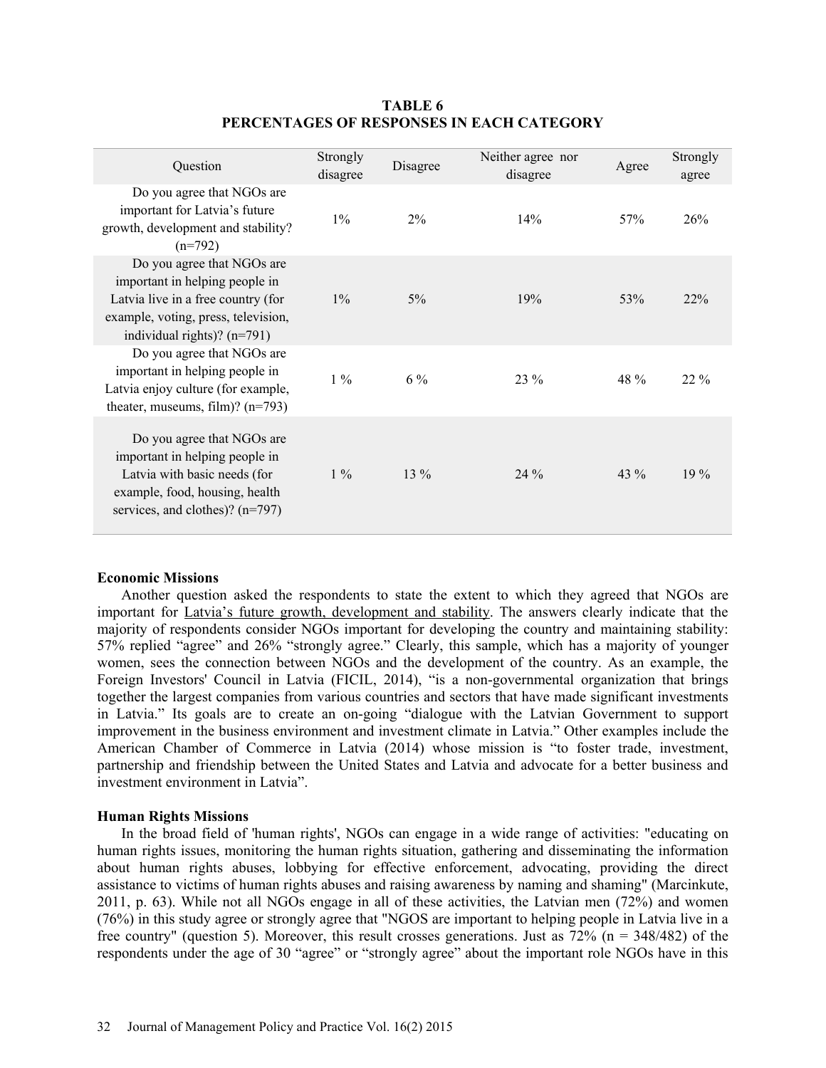**TABLE 6**
**PERCENTAGES OF RESPONSES IN EACH CATEGORY**

| Question | Strongly disagree | Disagree | Neither agree nor disagree | Agree | Strongly agree |
|---|---|---|---|---|---|
| Do you agree that NGOs are important for Latvia's future growth, development and stability? (n=792) | 1% | 2% | 14% | 57% | 26% |
| Do you agree that NGOs are important in helping people in Latvia live in a free country (for example, voting, press, television, individual rights)? (n=791) | 1% | 5% | 19% | 53% | 22% |
| Do you agree that NGOs are important in helping people in Latvia enjoy culture (for example, theater, museums, film)? (n=793) | 1 % | 6 % | 23 % | 48 % | 22 % |
| Do you agree that NGOs are important in helping people in Latvia with basic needs (for example, food, housing, health services, and clothes)? (n=797) | 1 % | 13 % | 24 % | 43 % | 19 % |

**Economic Missions**

Another question asked the respondents to state the extent to which they agreed that NGOs are important for Latvia's future growth, development and stability. The answers clearly indicate that the majority of respondents consider NGOs important for developing the country and maintaining stability: 57% replied "agree" and 26% "strongly agree." Clearly, this sample, which has a majority of younger women, sees the connection between NGOs and the development of the country. As an example, the Foreign Investors' Council in Latvia (FICIL, 2014), "is a non-governmental organization that brings together the largest companies from various countries and sectors that have made significant investments in Latvia." Its goals are to create an on-going "dialogue with the Latvian Government to support improvement in the business environment and investment climate in Latvia." Other examples include the American Chamber of Commerce in Latvia (2014) whose mission is "to foster trade, investment, partnership and friendship between the United States and Latvia and advocate for a better business and investment environment in Latvia".

**Human Rights Missions**

In the broad field of 'human rights', NGOs can engage in a wide range of activities: "educating on human rights issues, monitoring the human rights situation, gathering and disseminating the information about human rights abuses, lobbying for effective enforcement, advocating, providing the direct assistance to victims of human rights abuses and raising awareness by naming and shaming" (Marcinkute, 2011, p. 63). While not all NGOs engage in all of these activities, the Latvian men (72%) and women (76%) in this study agree or strongly agree that "NGOS are important to helping people in Latvia live in a free country" (question 5). Moreover, this result crosses generations. Just as 72% (n = 348/482) of the respondents under the age of 30 "agree" or "strongly agree" about the important role NGOs have in this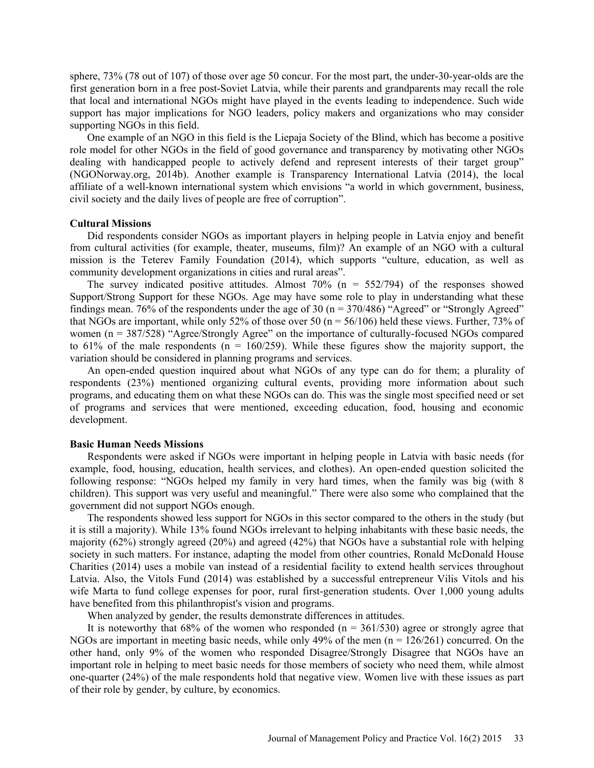sphere, 73% (78 out of 107) of those over age 50 concur. For the most part, the under-30-year-olds are the first generation born in a free post-Soviet Latvia, while their parents and grandparents may recall the role that local and international NGOs might have played in the events leading to independence. Such wide support has major implications for NGO leaders, policy makers and organizations who may consider supporting NGOs in this field.

One example of an NGO in this field is the Liepaja Society of the Blind, which has become a positive role model for other NGOs in the field of good governance and transparency by motivating other NGOs dealing with handicapped people to actively defend and represent interests of their target group" (NGONorway.org, 2014b). Another example is Transparency International Latvia (2014), the local affiliate of a well-known international system which envisions "a world in which government, business, civil society and the daily lives of people are free of corruption".

**Cultural Missions**

Did respondents consider NGOs as important players in helping people in Latvia enjoy and benefit from cultural activities (for example, theater, museums, film)? An example of an NGO with a cultural mission is the Teterev Family Foundation (2014), which supports "culture, education, as well as community development organizations in cities and rural areas".

The survey indicated positive attitudes. Almost 70% (n = 552/794) of the responses showed Support/Strong Support for these NGOs. Age may have some role to play in understanding what these findings mean. 76% of the respondents under the age of 30 (n = 370/486) "Agreed" or "Strongly Agreed" that NGOs are important, while only 52% of those over 50 (n = 56/106) held these views. Further, 73% of women (n = 387/528) "Agree/Strongly Agree" on the importance of culturally-focused NGOs compared to 61% of the male respondents (n = 160/259). While these figures show the majority support, the variation should be considered in planning programs and services.

An open-ended question inquired about what NGOs of any type can do for them; a plurality of respondents (23%) mentioned organizing cultural events, providing more information about such programs, and educating them on what these NGOs can do. This was the single most specified need or set of programs and services that were mentioned, exceeding education, food, housing and economic development.

**Basic Human Needs Missions**

Respondents were asked if NGOs were important in helping people in Latvia with basic needs (for example, food, housing, education, health services, and clothes). An open-ended question solicited the following response: "NGOs helped my family in very hard times, when the family was big (with 8 children). This support was very useful and meaningful." There were also some who complained that the government did not support NGOs enough.

The respondents showed less support for NGOs in this sector compared to the others in the study (but it is still a majority). While 13% found NGOs irrelevant to helping inhabitants with these basic needs, the majority (62%) strongly agreed (20%) and agreed (42%) that NGOs have a substantial role with helping society in such matters. For instance, adapting the model from other countries, Ronald McDonald House Charities (2014) uses a mobile van instead of a residential facility to extend health services throughout Latvia. Also, the Vitols Fund (2014) was established by a successful entrepreneur Vilis Vitols and his wife Marta to fund college expenses for poor, rural first-generation students. Over 1,000 young adults have benefited from this philanthropist's vision and programs.

When analyzed by gender, the results demonstrate differences in attitudes.

It is noteworthy that 68% of the women who responded (n = 361/530) agree or strongly agree that NGOs are important in meeting basic needs, while only 49% of the men (n = 126/261) concurred. On the other hand, only 9% of the women who responded Disagree/Strongly Disagree that NGOs have an important role in helping to meet basic needs for those members of society who need them, while almost one-quarter (24%) of the male respondents hold that negative view. Women live with these issues as part of their role by gender, by culture, by economics.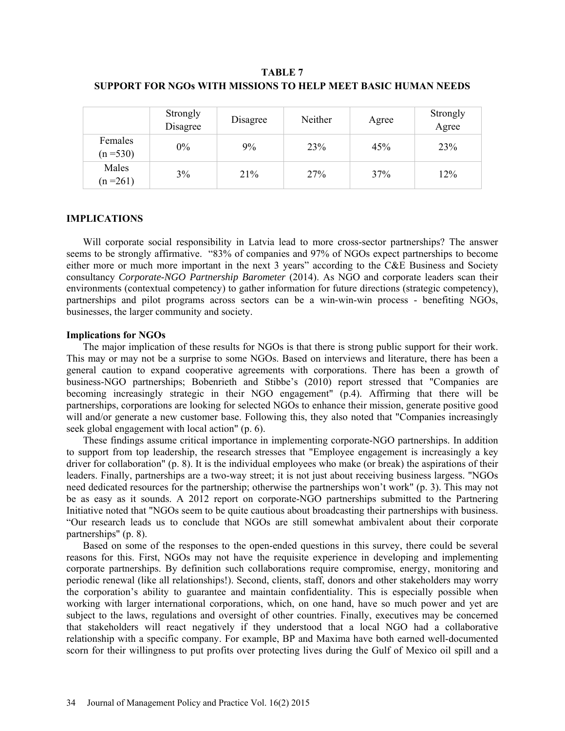**TABLE 7**
**SUPPORT FOR NGOs WITH MISSIONS TO HELP MEET BASIC HUMAN NEEDS**

| | Strongly Disagree | Disagree | Neither | Agree | Strongly Agree |
|---|---|---|---|---|---|
| Females (n =530) | 0% | 9% | 23% | 45% | 23% |
| Males (n =261) | 3% | 21% | 27% | 37% | 12% |

## IMPLICATIONS

Will corporate social responsibility in Latvia lead to more cross-sector partnerships? The answer seems to be strongly affirmative. "83% of companies and 97% of NGOs expect partnerships to become either more or much more important in the next 3 years" according to the C&E Business and Society consultancy *Corporate-NGO Partnership Barometer* (2014). As NGO and corporate leaders scan their environments (contextual competency) to gather information for future directions (strategic competency), partnerships and pilot programs across sectors can be a win-win-win process - benefiting NGOs, businesses, the larger community and society.

### Implications for NGOs

The major implication of these results for NGOs is that there is strong public support for their work. This may or may not be a surprise to some NGOs. Based on interviews and literature, there has been a general caution to expand cooperative agreements with corporations. There has been a growth of business-NGO partnerships; Bobenrieth and Stibbe's (2010) report stressed that "Companies are becoming increasingly strategic in their NGO engagement" (p.4). Affirming that there will be partnerships, corporations are looking for selected NGOs to enhance their mission, generate positive good will and/or generate a new customer base. Following this, they also noted that "Companies increasingly seek global engagement with local action" (p. 6).

These findings assume critical importance in implementing corporate-NGO partnerships. In addition to support from top leadership, the research stresses that "Employee engagement is increasingly a key driver for collaboration" (p. 8). It is the individual employees who make (or break) the aspirations of their leaders. Finally, partnerships are a two-way street; it is not just about receiving business largess. "NGOs need dedicated resources for the partnership; otherwise the partnerships won't work" (p. 3). This may not be as easy as it sounds. A 2012 report on corporate-NGO partnerships submitted to the Partnering Initiative noted that "NGOs seem to be quite cautious about broadcasting their partnerships with business. "Our research leads us to conclude that NGOs are still somewhat ambivalent about their corporate partnerships" (p. 8).

Based on some of the responses to the open-ended questions in this survey, there could be several reasons for this. First, NGOs may not have the requisite experience in developing and implementing corporate partnerships. By definition such collaborations require compromise, energy, monitoring and periodic renewal (like all relationships!). Second, clients, staff, donors and other stakeholders may worry the corporation's ability to guarantee and maintain confidentiality. This is especially possible when working with larger international corporations, which, on one hand, have so much power and yet are subject to the laws, regulations and oversight of other countries. Finally, executives may be concerned that stakeholders will react negatively if they understood that a local NGO had a collaborative relationship with a specific company. For example, BP and Maxima have both earned well-documented scorn for their willingness to put profits over protecting lives during the Gulf of Mexico oil spill and a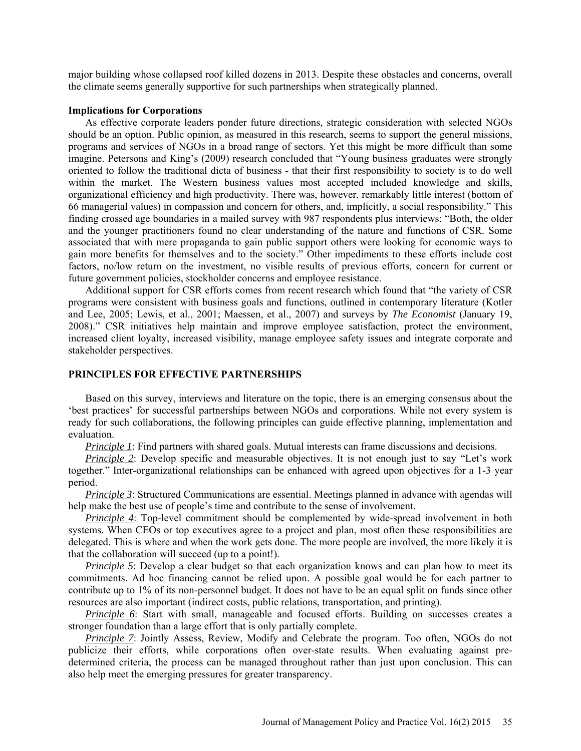major building whose collapsed roof killed dozens in 2013. Despite these obstacles and concerns, overall the climate seems generally supportive for such partnerships when strategically planned.

**Implications for Corporations**

As effective corporate leaders ponder future directions, strategic consideration with selected NGOs should be an option. Public opinion, as measured in this research, seems to support the general missions, programs and services of NGOs in a broad range of sectors. Yet this might be more difficult than some imagine. Petersons and King's (2009) research concluded that "Young business graduates were strongly oriented to follow the traditional dicta of business - that their first responsibility to society is to do well within the market. The Western business values most accepted included knowledge and skills, organizational efficiency and high productivity. There was, however, remarkably little interest (bottom of 66 managerial values) in compassion and concern for others, and, implicitly, a social responsibility." This finding crossed age boundaries in a mailed survey with 987 respondents plus interviews: "Both, the older and the younger practitioners found no clear understanding of the nature and functions of CSR. Some associated that with mere propaganda to gain public support others were looking for economic ways to gain more benefits for themselves and to the society." Other impediments to these efforts include cost factors, no/low return on the investment, no visible results of previous efforts, concern for current or future government policies, stockholder concerns and employee resistance.

Additional support for CSR efforts comes from recent research which found that "the variety of CSR programs were consistent with business goals and functions, outlined in contemporary literature (Kotler and Lee, 2005; Lewis, et al., 2001; Maessen, et al., 2007) and surveys by *The Economist* (January 19, 2008)." CSR initiatives help maintain and improve employee satisfaction, protect the environment, increased client loyalty, increased visibility, manage employee safety issues and integrate corporate and stakeholder perspectives.

## PRINCIPLES FOR EFFECTIVE PARTNERSHIPS

Based on this survey, interviews and literature on the topic, there is an emerging consensus about the 'best practices' for successful partnerships between NGOs and corporations. While not every system is ready for such collaborations, the following principles can guide effective planning, implementation and evaluation.

***Principle 1***: Find partners with shared goals. Mutual interests can frame discussions and decisions.

***Principle 2***: Develop specific and measurable objectives. It is not enough just to say "Let's work together." Inter-organizational relationships can be enhanced with agreed upon objectives for a 1-3 year period.

***Principle 3***: Structured Communications are essential. Meetings planned in advance with agendas will help make the best use of people's time and contribute to the sense of involvement.

***Principle 4***: Top-level commitment should be complemented by wide-spread involvement in both systems. When CEOs or top executives agree to a project and plan, most often these responsibilities are delegated. This is where and when the work gets done. The more people are involved, the more likely it is that the collaboration will succeed (up to a point!).

***Principle 5***: Develop a clear budget so that each organization knows and can plan how to meet its commitments. Ad hoc financing cannot be relied upon. A possible goal would be for each partner to contribute up to 1% of its non-personnel budget. It does not have to be an equal split on funds since other resources are also important (indirect costs, public relations, transportation, and printing).

***Principle 6***: Start with small, manageable and focused efforts. Building on successes creates a stronger foundation than a large effort that is only partially complete.

***Principle 7***: Jointly Assess, Review, Modify and Celebrate the program. Too often, NGOs do not publicize their efforts, while corporations often over-state results. When evaluating against pre-determined criteria, the process can be managed throughout rather than just upon conclusion. This can also help meet the emerging pressures for greater transparency.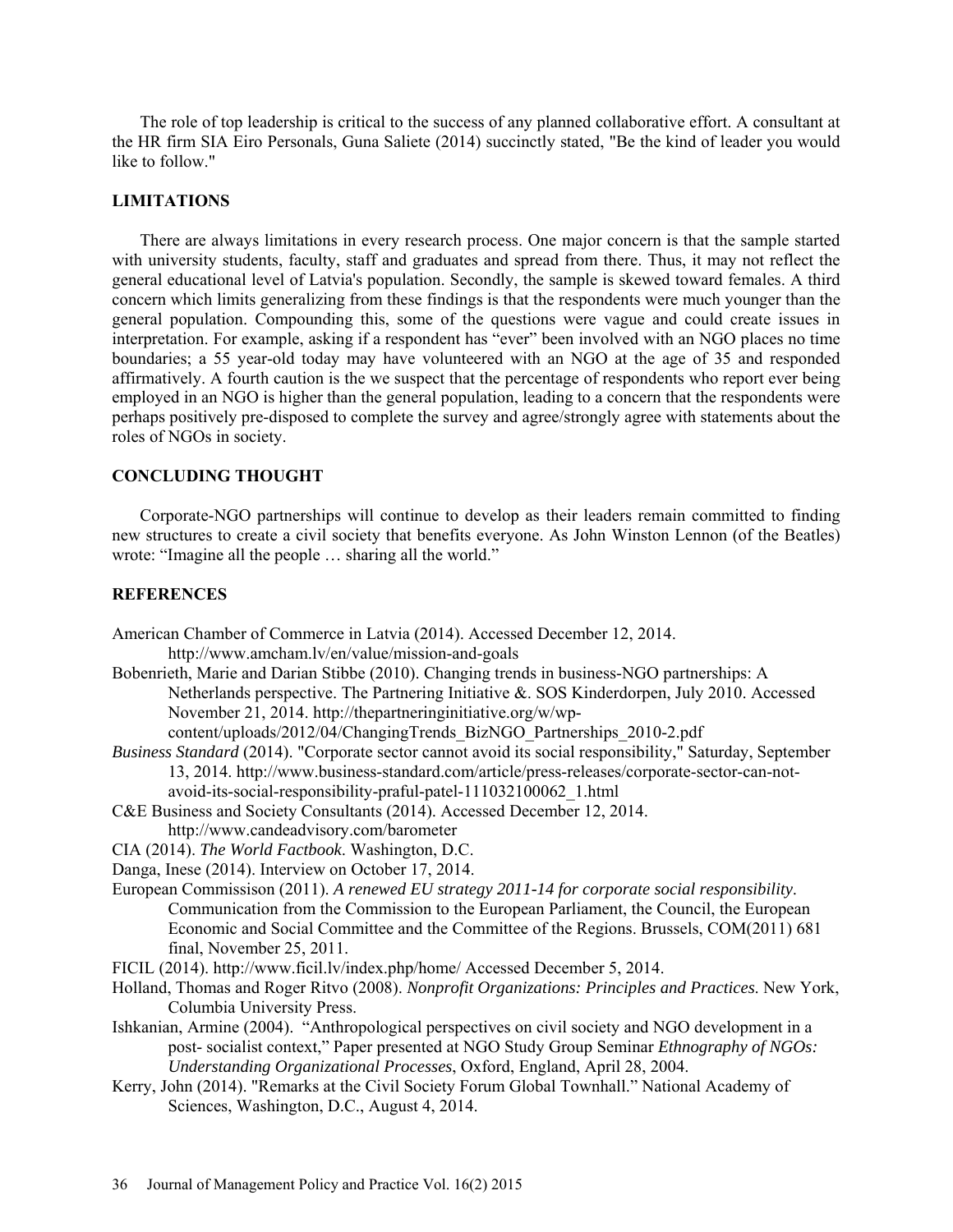The role of top leadership is critical to the success of any planned collaborative effort. A consultant at the HR firm SIA Eiro Personals, Guna Saliete (2014) succinctly stated, "Be the kind of leader you would like to follow."

## LIMITATIONS

There are always limitations in every research process. One major concern is that the sample started with university students, faculty, staff and graduates and spread from there. Thus, it may not reflect the general educational level of Latvia's population. Secondly, the sample is skewed toward females. A third concern which limits generalizing from these findings is that the respondents were much younger than the general population. Compounding this, some of the questions were vague and could create issues in interpretation. For example, asking if a respondent has "ever" been involved with an NGO places no time boundaries; a 55 year-old today may have volunteered with an NGO at the age of 35 and responded affirmatively. A fourth caution is the we suspect that the percentage of respondents who report ever being employed in an NGO is higher than the general population, leading to a concern that the respondents were perhaps positively pre-disposed to complete the survey and agree/strongly agree with statements about the roles of NGOs in society.

## CONCLUDING THOUGHT

Corporate-NGO partnerships will continue to develop as their leaders remain committed to finding new structures to create a civil society that benefits everyone. As John Winston Lennon (of the Beatles) wrote: "Imagine all the people … sharing all the world."

## REFERENCES

American Chamber of Commerce in Latvia (2014). Accessed December 12, 2014. http://www.amcham.lv/en/value/mission-and-goals

Bobenrieth, Marie and Darian Stibbe (2010). Changing trends in business-NGO partnerships: A Netherlands perspective. The Partnering Initiative &. SOS Kinderdorpen, July 2010. Accessed November 21, 2014. http://thepartneringinitiative.org/w/wp-content/uploads/2012/04/ChangingTrends_BizNGO_Partnerships_2010-2.pdf

*Business Standard* (2014). "Corporate sector cannot avoid its social responsibility," Saturday, September 13, 2014. http://www.business-standard.com/article/press-releases/corporate-sector-can-not-avoid-its-social-responsibility-praful-patel-111032100062_1.html

C&E Business and Society Consultants (2014). Accessed December 12, 2014. http://www.candeadvisory.com/barometer

CIA (2014). *The World Factbook*. Washington, D.C.

Danga, Inese (2014). Interview on October 17, 2014.

European Commissison (2011). *A renewed EU strategy 2011-14 for corporate social responsibility*. Communication from the Commission to the European Parliament, the Council, the European Economic and Social Committee and the Committee of the Regions. Brussels, COM(2011) 681 final, November 25, 2011.

FICIL (2014). http://www.ficil.lv/index.php/home/ Accessed December 5, 2014.

Holland, Thomas and Roger Ritvo (2008). *Nonprofit Organizations: Principles and Practices*. New York, Columbia University Press.

Ishkanian, Armine (2004). "Anthropological perspectives on civil society and NGO development in a post- socialist context," Paper presented at NGO Study Group Seminar *Ethnography of NGOs: Understanding Organizational Processes*, Oxford, England, April 28, 2004.

Kerry, John (2014). "Remarks at the Civil Society Forum Global Townhall." National Academy of Sciences, Washington, D.C., August 4, 2014.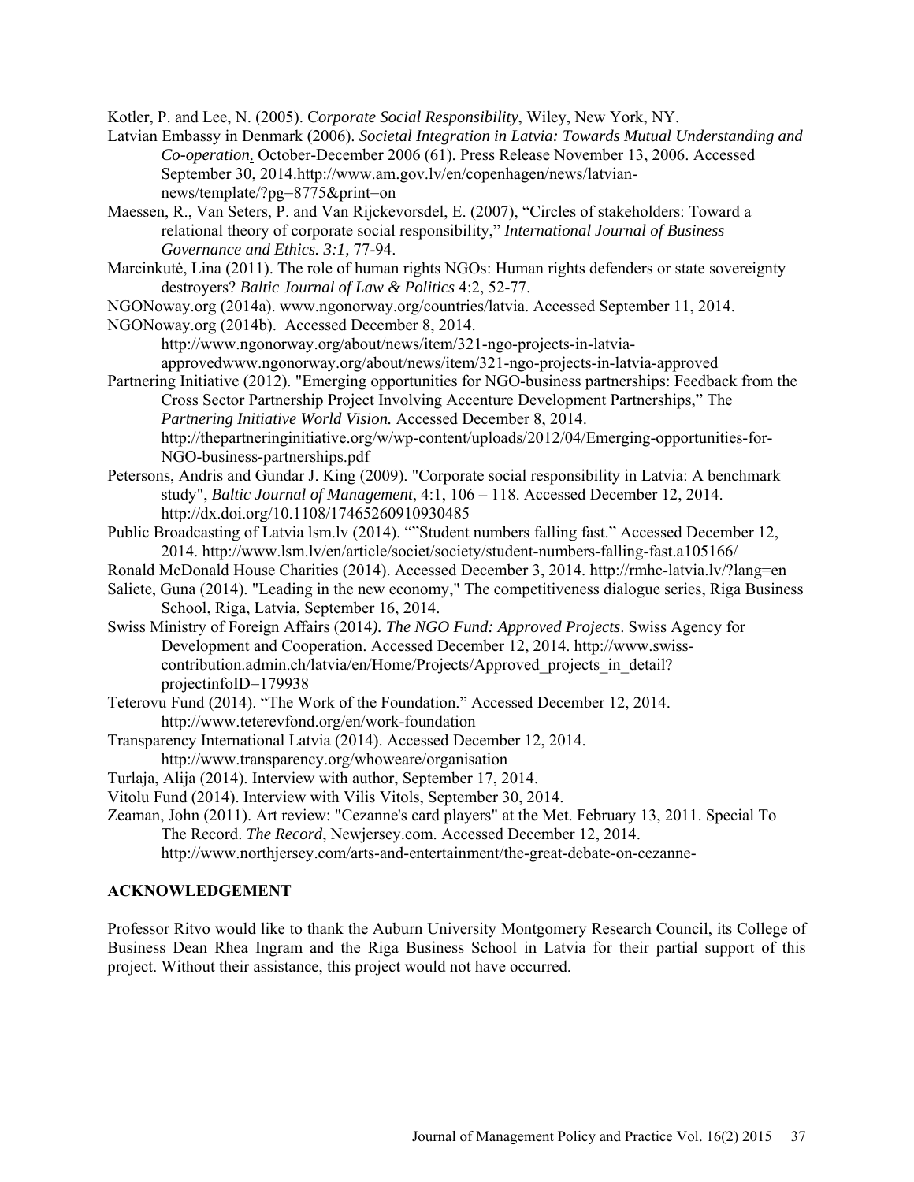Kotler, P. and Lee, N. (2005). *Corporate Social Responsibility*, Wiley, New York, NY.

Latvian Embassy in Denmark (2006). *Societal Integration in Latvia: Towards Mutual Understanding and Co-operation*. October-December 2006 (61). Press Release November 13, 2006. Accessed September 30, 2014.http://www.am.gov.lv/en/copenhagen/news/latvian-news/template/?pg=8775&print=on

Maessen, R., Van Seters, P. and Van Rijckevorsdel, E. (2007), "Circles of stakeholders: Toward a relational theory of corporate social responsibility," *International Journal of Business Governance and Ethics. 3:1,* 77-94.

Marcinkutė, Lina (2011). The role of human rights NGOs: Human rights defenders or state sovereignty destroyers? *Baltic Journal of Law & Politics* 4:2, 52-77.

NGONoway.org (2014a). www.ngonorway.org/countries/latvia. Accessed September 11, 2014.

NGONoway.org (2014b). Accessed December 8, 2014. http://www.ngonorway.org/about/news/item/321-ngo-projects-in-latvia-approvedwww.ngonorway.org/about/news/item/321-ngo-projects-in-latvia-approved

Partnering Initiative (2012). "Emerging opportunities for NGO-business partnerships: Feedback from the Cross Sector Partnership Project Involving Accenture Development Partnerships," The *Partnering Initiative World Vision.* Accessed December 8, 2014. http://thepartneringinitiative.org/w/wp-content/uploads/2012/04/Emerging-opportunities-for-NGO-business-partnerships.pdf

Petersons, Andris and Gundar J. King (2009). "Corporate social responsibility in Latvia: A benchmark study", *Baltic Journal of Management*, 4:1, 106 – 118. Accessed December 12, 2014. http://dx.doi.org/10.1108/17465260910930485

Public Broadcasting of Latvia lsm.lv (2014). ""Student numbers falling fast." Accessed December 12, 2014. http://www.lsm.lv/en/article/societ/society/student-numbers-falling-fast.a105166/

Ronald McDonald House Charities (2014). Accessed December 3, 2014. http://rmhc-latvia.lv/?lang=en

Saliete, Guna (2014). "Leading in the new economy," The competitiveness dialogue series, Riga Business School, Riga, Latvia, September 16, 2014.

Swiss Ministry of Foreign Affairs (2014*). The NGO Fund: Approved Projects*. Swiss Agency for Development and Cooperation. Accessed December 12, 2014. http://www.swiss-contribution.admin.ch/latvia/en/Home/Projects/Approved_projects_in_detail?projectinfoID=179938

Teterovu Fund (2014). "The Work of the Foundation." Accessed December 12, 2014. http://www.teterevfond.org/en/work-foundation

Transparency International Latvia (2014). Accessed December 12, 2014. http://www.transparency.org/whoweare/organisation

Turlaja, Alija (2014). Interview with author, September 17, 2014.

Vitolu Fund (2014). Interview with Vilis Vitols, September 30, 2014.

Zeaman, John (2011). Art review: "Cezanne's card players" at the Met. February 13, 2011. Special To The Record. *The Record*, Newjersey.com. Accessed December 12, 2014. http://www.northjersey.com/arts-and-entertainment/the-great-debate-on-cezanne-

## ACKNOWLEDGEMENT

Professor Ritvo would like to thank the Auburn University Montgomery Research Council, its College of Business Dean Rhea Ingram and the Riga Business School in Latvia for their partial support of this project. Without their assistance, this project would not have occurred.